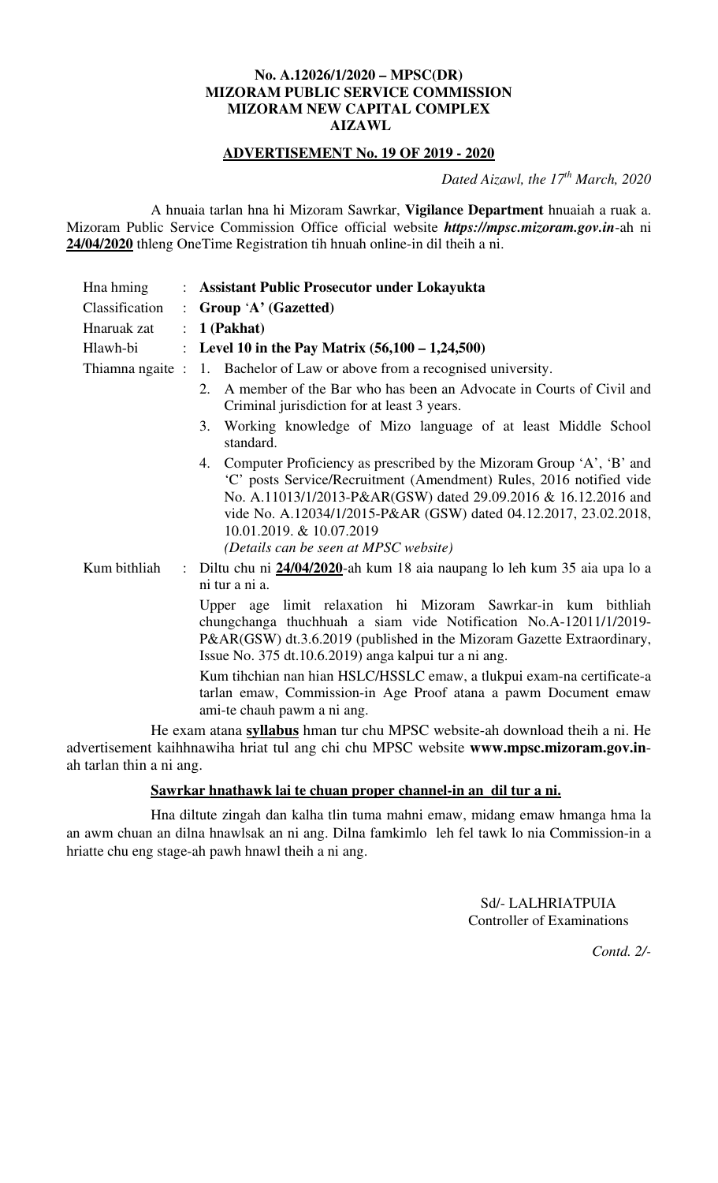**No. A.12026/1/2020 – MPSC(DR)**
**MIZORAM PUBLIC SERVICE COMMISSION**
**MIZORAM NEW CAPITAL COMPLEX**
**AIZAWL**

**ADVERTISEMENT No. 19 OF 2019 - 2020**

*Dated Aizawl, the 17th March, 2020*

A hnuaia tarlan hna hi Mizoram Sawrkar, **Vigilance Department** hnuaiah a ruak a. Mizoram Public Service Commission Office official website ***https://mpsc.mizoram.gov.in***-ah ni **24/04/2020** thleng OneTime Registration tih hnuah online-in dil theih a ni.

| | | |
|---|---|---|
| Hna hming | : | **Assistant Public Prosecutor under Lokayukta** |
| Classification | : | **Group 'A' (Gazetted)** |
| Hnaruak zat | : | **1 (Pakhat)** |
| Hlawh-bi | : | **Level 10 in the Pay Matrix (56,100 – 1,24,500)** |
| Thiamna ngaite | : | 1. Bachelor of Law or above from a recognised university. |
| | | 2. A member of the Bar who has been an Advocate in Courts of Civil and Criminal jurisdiction for at least 3 years. |
| | | 3. Working knowledge of Mizo language of at least Middle School standard. |
| | | 4. Computer Proficiency as prescribed by the Mizoram Group 'A', 'B' and 'C' posts Service/Recruitment (Amendment) Rules, 2016 notified vide No. A.11013/1/2013-P&AR(GSW) dated 29.09.2016 & 16.12.2016 and vide No. A.12034/1/2015-P&AR (GSW) dated 04.12.2017, 23.02.2018, 10.01.2019. & 10.07.2019 *(Details can be seen at MPSC website)* |
| Kum bithliah | : | Diltu chu ni **24/04/2020**-ah kum 18 aia naupang lo leh kum 35 aia upa lo a ni tur a ni a. |
| | | Upper age limit relaxation hi Mizoram Sawrkar-in kum bithliah chungchanga thuchhuah a siam vide Notification No.A-12011/1/2019-P&AR(GSW) dt.3.6.2019 (published in the Mizoram Gazette Extraordinary, Issue No. 375 dt.10.6.2019) anga kalpui tur a ni ang. |
| | | Kum tihchian nan hian HSLC/HSSLC emaw, a tlukpui exam-na certificate-a tarlan emaw, Commission-in Age Proof atana a pawm Document emaw ami-te chauh pawm a ni ang. |

He exam atana **syllabus** hman tur chu MPSC website-ah download theih a ni. He advertisement kaihhnawiha hriat tul ang chi chu MPSC website **www.mpsc.mizoram.gov.in**-ah tarlan thin a ni ang.

**Sawrkar hnathawk lai te chuan proper channel-in an dil tur a ni.**

Hna diltute zingah dan kalha tlin tuma mahni emaw, midang emaw hmanga hma la an awm chuan an dilna hnawlsak an ni ang. Dilna famkimlo leh fel tawk lo nia Commission-in a hriatte chu eng stage-ah pawh hnawl theih a ni ang.

Sd/- LALHRIATPUIA
Controller of Examinations

*Contd. 2/-*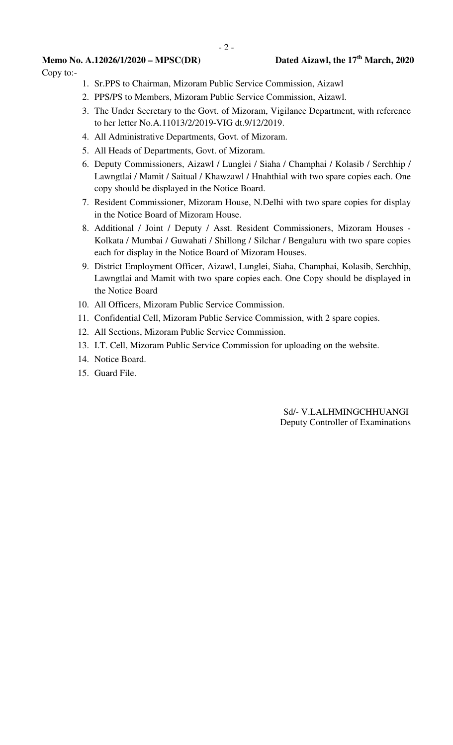**Memo No. A.12026/1/2020 – MPSC(DR)** **Dated Aizawl, the 17th March, 2020**

Copy to:-

1. Sr.PPS to Chairman, Mizoram Public Service Commission, Aizawl
2. PPS/PS to Members, Mizoram Public Service Commission, Aizawl.
3. The Under Secretary to the Govt. of Mizoram, Vigilance Department, with reference to her letter No.A.11013/2/2019-VIG dt.9/12/2019.
4. All Administrative Departments, Govt. of Mizoram.
5. All Heads of Departments, Govt. of Mizoram.
6. Deputy Commissioners, Aizawl / Lunglei / Siaha / Champhai / Kolasib / Serchhip / Lawngtlai / Mamit / Saitual / Khawzawl / Hnahthial with two spare copies each. One copy should be displayed in the Notice Board.
7. Resident Commissioner, Mizoram House, N.Delhi with two spare copies for display in the Notice Board of Mizoram House.
8. Additional / Joint / Deputy / Asst. Resident Commissioners, Mizoram Houses - Kolkata / Mumbai / Guwahati / Shillong / Silchar / Bengaluru with two spare copies each for display in the Notice Board of Mizoram Houses.
9. District Employment Officer, Aizawl, Lunglei, Siaha, Champhai, Kolasib, Serchhip, Lawngtlai and Mamit with two spare copies each. One Copy should be displayed in the Notice Board
10. All Officers, Mizoram Public Service Commission.
11. Confidential Cell, Mizoram Public Service Commission, with 2 spare copies.
12. All Sections, Mizoram Public Service Commission.
13. I.T. Cell, Mizoram Public Service Commission for uploading on the website.
14. Notice Board.
15. Guard File.

Sd/- V.LALHMINGCHHUANGI
Deputy Controller of Examinations